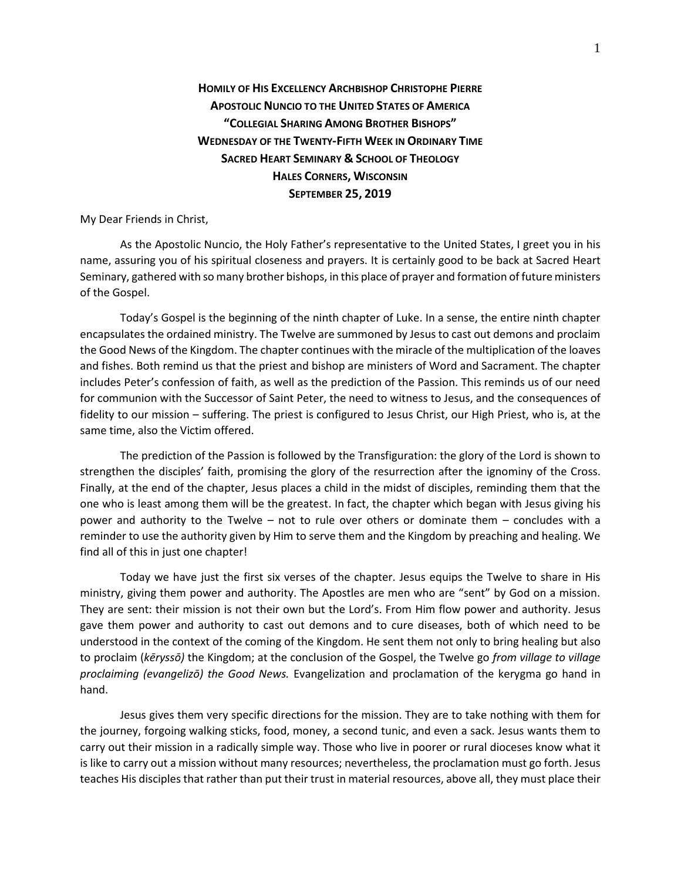**HOMILY OF HIS EXCELLENCY ARCHBISHOP CHRISTOPHE PIERRE**
**APOSTOLIC NUNCIO TO THE UNITED STATES OF AMERICA**
**"COLLEGIAL SHARING AMONG BROTHER BISHOPS"**
**WEDNESDAY OF THE TWENTY-FIFTH WEEK IN ORDINARY TIME**
**SACRED HEART SEMINARY & SCHOOL OF THEOLOGY**
**HALES CORNERS, WISCONSIN**
**SEPTEMBER 25, 2019**

My Dear Friends in Christ,

As the Apostolic Nuncio, the Holy Father's representative to the United States, I greet you in his name, assuring you of his spiritual closeness and prayers. It is certainly good to be back at Sacred Heart Seminary, gathered with so many brother bishops, in this place of prayer and formation of future ministers of the Gospel.

Today's Gospel is the beginning of the ninth chapter of Luke. In a sense, the entire ninth chapter encapsulates the ordained ministry. The Twelve are summoned by Jesus to cast out demons and proclaim the Good News of the Kingdom. The chapter continues with the miracle of the multiplication of the loaves and fishes. Both remind us that the priest and bishop are ministers of Word and Sacrament. The chapter includes Peter's confession of faith, as well as the prediction of the Passion. This reminds us of our need for communion with the Successor of Saint Peter, the need to witness to Jesus, and the consequences of fidelity to our mission – suffering. The priest is configured to Jesus Christ, our High Priest, who is, at the same time, also the Victim offered.

The prediction of the Passion is followed by the Transfiguration: the glory of the Lord is shown to strengthen the disciples' faith, promising the glory of the resurrection after the ignominy of the Cross. Finally, at the end of the chapter, Jesus places a child in the midst of disciples, reminding them that the one who is least among them will be the greatest. In fact, the chapter which began with Jesus giving his power and authority to the Twelve – not to rule over others or dominate them – concludes with a reminder to use the authority given by Him to serve them and the Kingdom by preaching and healing. We find all of this in just one chapter!

Today we have just the first six verses of the chapter. Jesus equips the Twelve to share in His ministry, giving them power and authority. The Apostles are men who are "sent" by God on a mission. They are sent: their mission is not their own but the Lord's. From Him flow power and authority. Jesus gave them power and authority to cast out demons and to cure diseases, both of which need to be understood in the context of the coming of the Kingdom. He sent them not only to bring healing but also to proclaim (*kēryssō)* the Kingdom; at the conclusion of the Gospel, the Twelve go *from village to village proclaiming (evangelizō) the Good News.* Evangelization and proclamation of the kerygma go hand in hand.

Jesus gives them very specific directions for the mission. They are to take nothing with them for the journey, forgoing walking sticks, food, money, a second tunic, and even a sack. Jesus wants them to carry out their mission in a radically simple way. Those who live in poorer or rural dioceses know what it is like to carry out a mission without many resources; nevertheless, the proclamation must go forth. Jesus teaches His disciples that rather than put their trust in material resources, above all, they must place their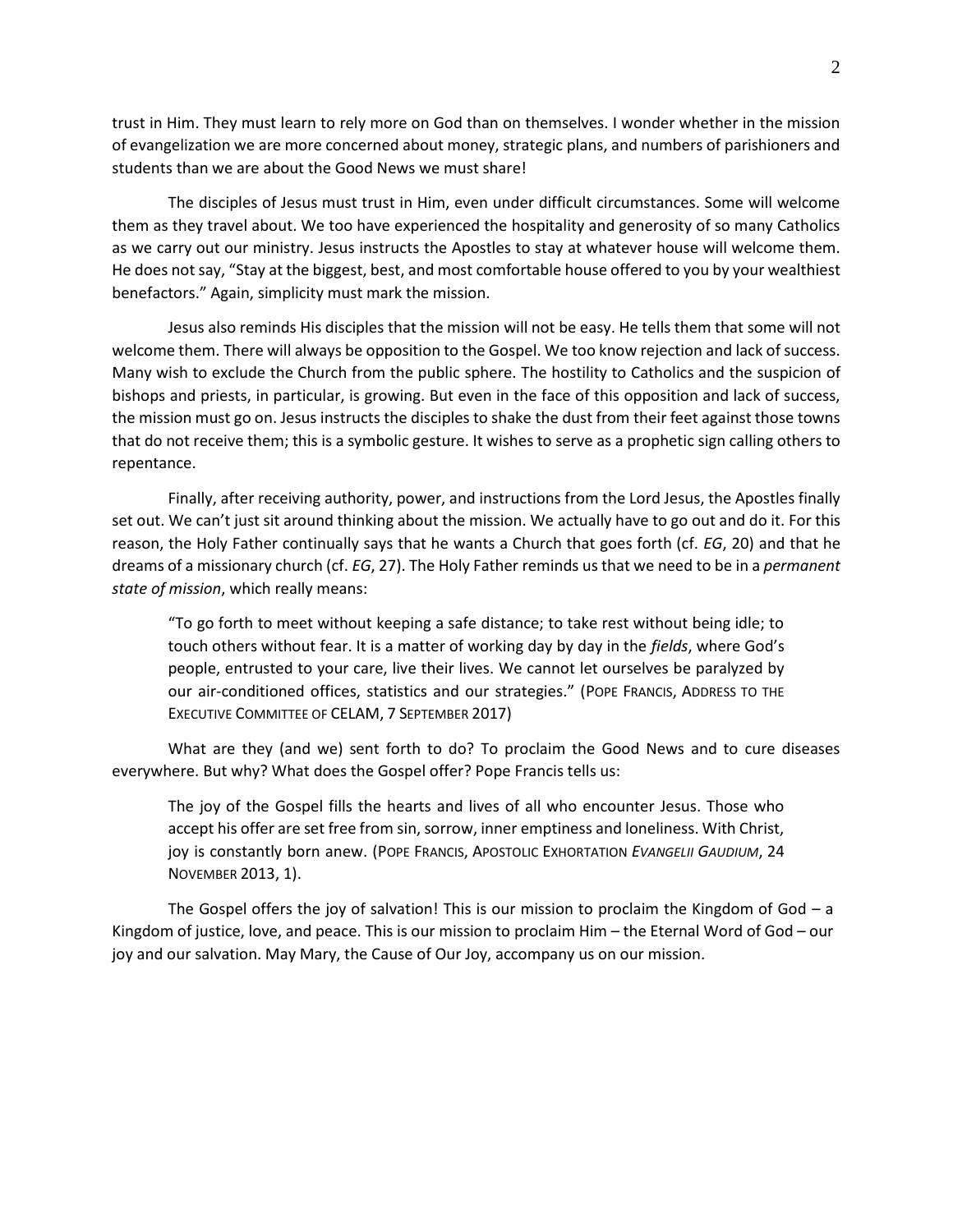trust in Him. They must learn to rely more on God than on themselves. I wonder whether in the mission of evangelization we are more concerned about money, strategic plans, and numbers of parishioners and students than we are about the Good News we must share!

The disciples of Jesus must trust in Him, even under difficult circumstances. Some will welcome them as they travel about. We too have experienced the hospitality and generosity of so many Catholics as we carry out our ministry. Jesus instructs the Apostles to stay at whatever house will welcome them. He does not say, "Stay at the biggest, best, and most comfortable house offered to you by your wealthiest benefactors." Again, simplicity must mark the mission.

Jesus also reminds His disciples that the mission will not be easy. He tells them that some will not welcome them. There will always be opposition to the Gospel. We too know rejection and lack of success. Many wish to exclude the Church from the public sphere. The hostility to Catholics and the suspicion of bishops and priests, in particular, is growing. But even in the face of this opposition and lack of success, the mission must go on. Jesus instructs the disciples to shake the dust from their feet against those towns that do not receive them; this is a symbolic gesture. It wishes to serve as a prophetic sign calling others to repentance.

Finally, after receiving authority, power, and instructions from the Lord Jesus, the Apostles finally set out. We can't just sit around thinking about the mission. We actually have to go out and do it. For this reason, the Holy Father continually says that he wants a Church that goes forth (cf. *EG*, 20) and that he dreams of a missionary church (cf. *EG*, 27). The Holy Father reminds us that we need to be in a *permanent state of mission*, which really means:

> "To go forth to meet without keeping a safe distance; to take rest without being idle; to touch others without fear. It is a matter of working day by day in the *fields*, where God's people, entrusted to your care, live their lives. We cannot let ourselves be paralyzed by our air-conditioned offices, statistics and our strategies." (POPE FRANCIS, ADDRESS TO THE EXECUTIVE COMMITTEE OF CELAM, 7 SEPTEMBER 2017)

What are they (and we) sent forth to do? To proclaim the Good News and to cure diseases everywhere. But why? What does the Gospel offer? Pope Francis tells us:

> The joy of the Gospel fills the hearts and lives of all who encounter Jesus. Those who accept his offer are set free from sin, sorrow, inner emptiness and loneliness. With Christ, joy is constantly born anew. (POPE FRANCIS, APOSTOLIC EXHORTATION *EVANGELII GAUDIUM*, 24 NOVEMBER 2013, 1).

The Gospel offers the joy of salvation! This is our mission to proclaim the Kingdom of God – a Kingdom of justice, love, and peace. This is our mission to proclaim Him – the Eternal Word of God – our joy and our salvation. May Mary, the Cause of Our Joy, accompany us on our mission.